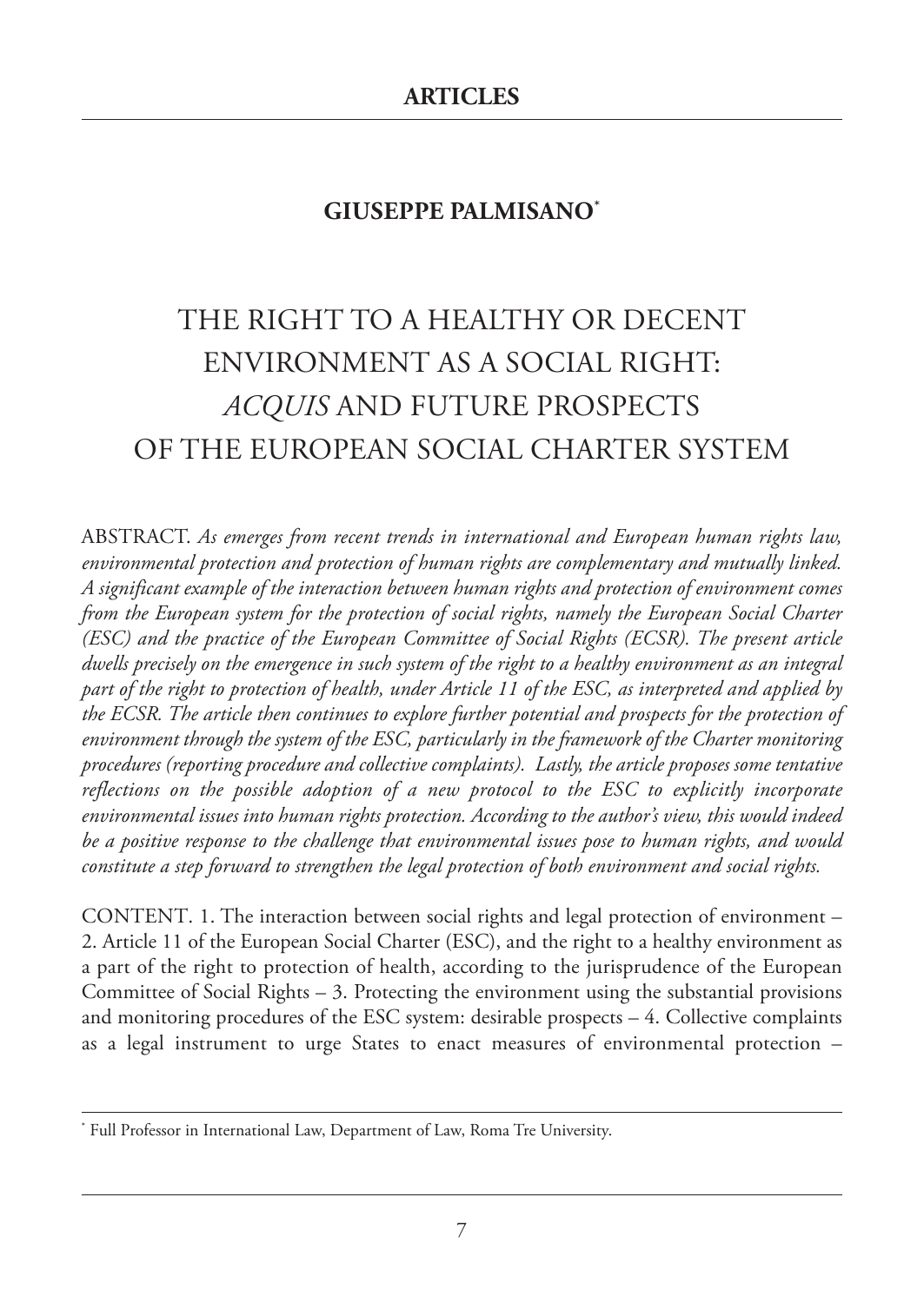**ARTICLES**

**GIUSEPPE PALMISANO**[*]

# THE RIGHT TO A HEALTHY OR DECENT ENVIRONMENT AS A SOCIAL RIGHT: *ACQUIS* AND FUTURE PROSPECTS OF THE EUROPEAN SOCIAL CHARTER SYSTEM

ABSTRACT. *As emerges from recent trends in international and European human rights law, environmental protection and protection of human rights are complementary and mutually linked. A significant example of the interaction between human rights and protection of environment comes from the European system for the protection of social rights, namely the European Social Charter (ESC) and the practice of the European Committee of Social Rights (ECSR). The present article dwells precisely on the emergence in such system of the right to a healthy environment as an integral part of the right to protection of health, under Article 11 of the ESC, as interpreted and applied by the ECSR. The article then continues to explore further potential and prospects for the protection of environment through the system of the ESC, particularly in the framework of the Charter monitoring procedures (reporting procedure and collective complaints). Lastly, the article proposes some tentative reflections on the possible adoption of a new protocol to the ESC to explicitly incorporate environmental issues into human rights protection. According to the author's view, this would indeed be a positive response to the challenge that environmental issues pose to human rights, and would constitute a step forward to strengthen the legal protection of both environment and social rights.*

CONTENT. 1. The interaction between social rights and legal protection of environment – 2. Article 11 of the European Social Charter (ESC), and the right to a healthy environment as a part of the right to protection of health, according to the jurisprudence of the European Committee of Social Rights – 3. Protecting the environment using the substantial provisions and monitoring procedures of the ESC system: desirable prospects – 4. Collective complaints as a legal instrument to urge States to enact measures of environmental protection –

---

[*] Full Professor in International Law, Department of Law, Roma Tre University.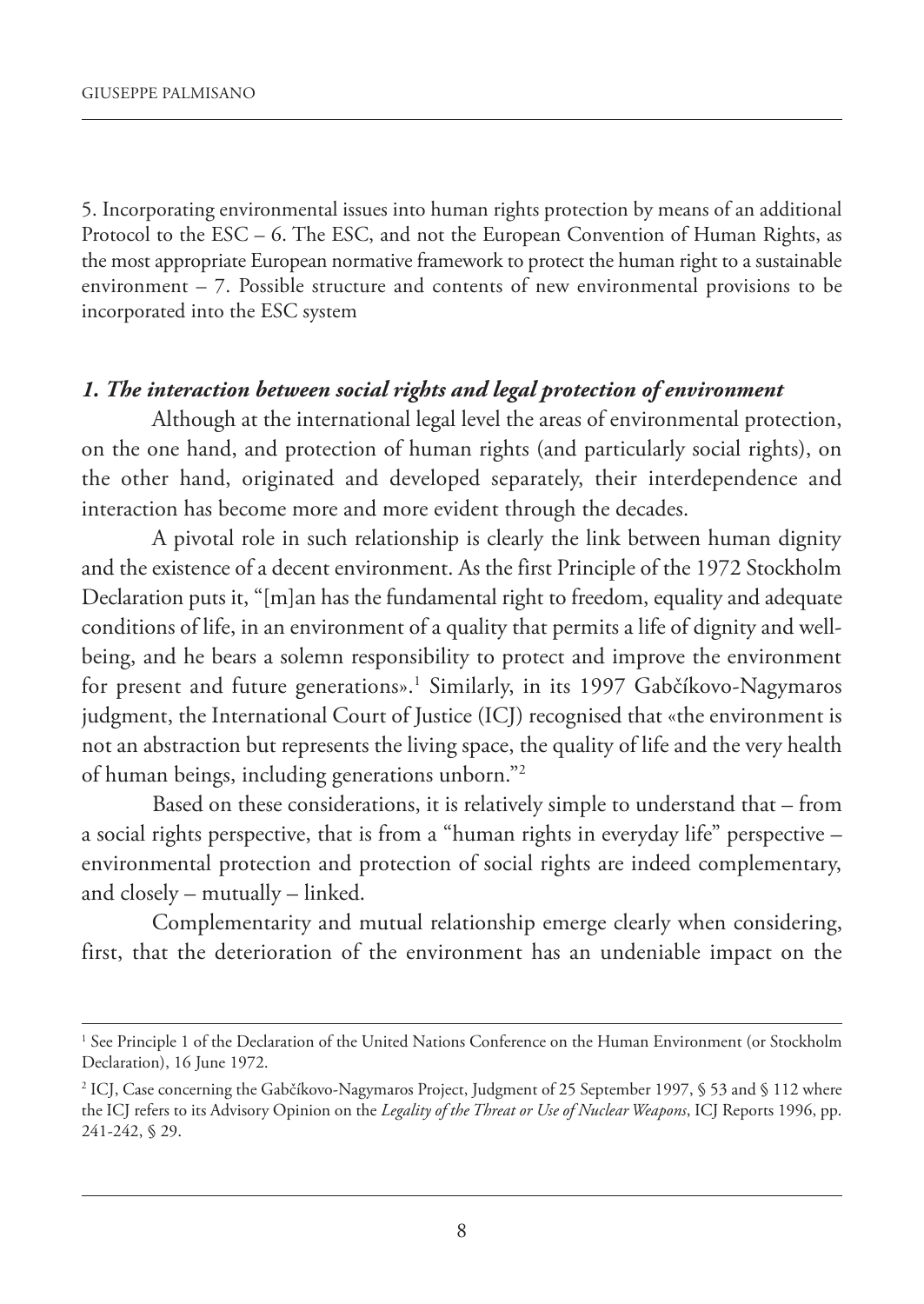5. Incorporating environmental issues into human rights protection by means of an additional Protocol to the ESC – 6. The ESC, and not the European Convention of Human Rights, as the most appropriate European normative framework to protect the human right to a sustainable environment – 7. Possible structure and contents of new environmental provisions to be incorporated into the ESC system

## *1. The interaction between social rights and legal protection of environment*

Although at the international legal level the areas of environmental protection, on the one hand, and protection of human rights (and particularly social rights), on the other hand, originated and developed separately, their interdependence and interaction has become more and more evident through the decades.

A pivotal role in such relationship is clearly the link between human dignity and the existence of a decent environment. As the first Principle of the 1972 Stockholm Declaration puts it, "[m]an has the fundamental right to freedom, equality and adequate conditions of life, in an environment of a quality that permits a life of dignity and well-being, and he bears a solemn responsibility to protect and improve the environment for present and future generations».[1] Similarly, in its 1997 Gabčíkovo-Nagymaros judgment, the International Court of Justice (ICJ) recognised that «the environment is not an abstraction but represents the living space, the quality of life and the very health of human beings, including generations unborn."[2]

Based on these considerations, it is relatively simple to understand that – from a social rights perspective, that is from a "human rights in everyday life" perspective – environmental protection and protection of social rights are indeed complementary, and closely – mutually – linked.

Complementarity and mutual relationship emerge clearly when considering, first, that the deterioration of the environment has an undeniable impact on the

---

[1] See Principle 1 of the Declaration of the United Nations Conference on the Human Environment (or Stockholm Declaration), 16 June 1972.

[2] ICJ, Case concerning the Gabčíkovo-Nagymaros Project, Judgment of 25 September 1997, § 53 and § 112 where the ICJ refers to its Advisory Opinion on the *Legality of the Threat or Use of Nuclear Weapons*, ICJ Reports 1996, pp. 241-242, § 29.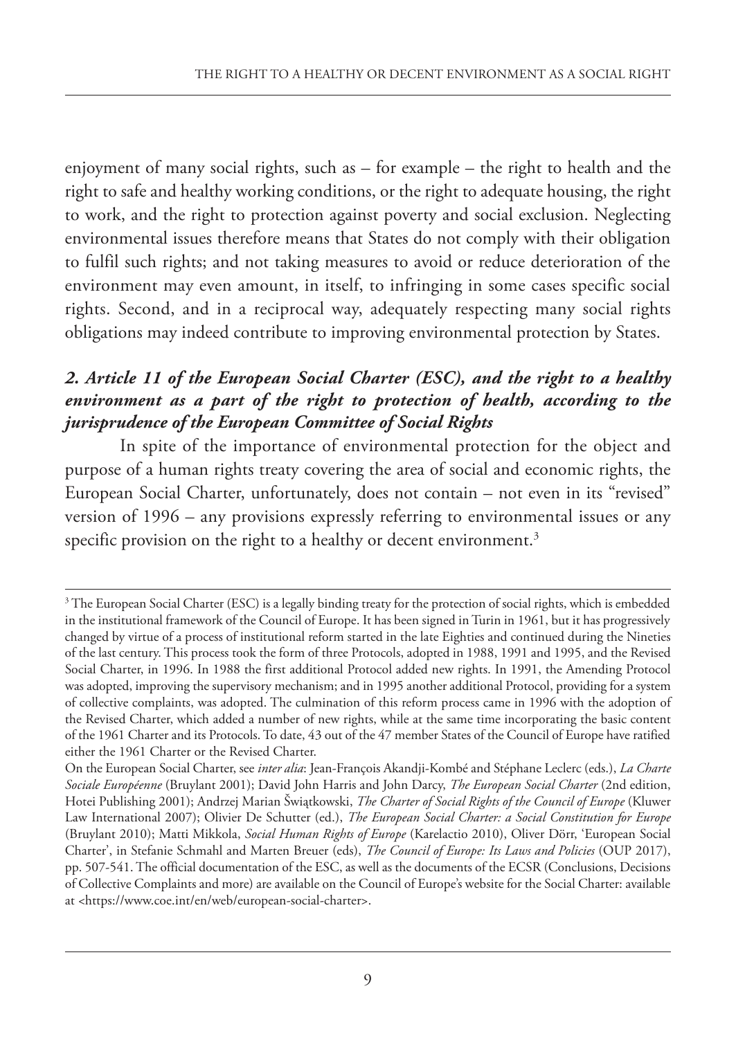enjoyment of many social rights, such as – for example – the right to health and the right to safe and healthy working conditions, or the right to adequate housing, the right to work, and the right to protection against poverty and social exclusion. Neglecting environmental issues therefore means that States do not comply with their obligation to fulfil such rights; and not taking measures to avoid or reduce deterioration of the environment may even amount, in itself, to infringing in some cases specific social rights. Second, and in a reciprocal way, adequately respecting many social rights obligations may indeed contribute to improving environmental protection by States.

## *2. Article 11 of the European Social Charter (ESC), and the right to a healthy environment as a part of the right to protection of health, according to the jurisprudence of the European Committee of Social Rights*

In spite of the importance of environmental protection for the object and purpose of a human rights treaty covering the area of social and economic rights, the European Social Charter, unfortunately, does not contain – not even in its "revised" version of 1996 – any provisions expressly referring to environmental issues or any specific provision on the right to a healthy or decent environment.[3]

[3] The European Social Charter (ESC) is a legally binding treaty for the protection of social rights, which is embedded in the institutional framework of the Council of Europe. It has been signed in Turin in 1961, but it has progressively changed by virtue of a process of institutional reform started in the late Eighties and continued during the Nineties of the last century. This process took the form of three Protocols, adopted in 1988, 1991 and 1995, and the Revised Social Charter, in 1996. In 1988 the first additional Protocol added new rights. In 1991, the Amending Protocol was adopted, improving the supervisory mechanism; and in 1995 another additional Protocol, providing for a system of collective complaints, was adopted. The culmination of this reform process came in 1996 with the adoption of the Revised Charter, which added a number of new rights, while at the same time incorporating the basic content of the 1961 Charter and its Protocols. To date, 43 out of the 47 member States of the Council of Europe have ratified either the 1961 Charter or the Revised Charter.

On the European Social Charter, see *inter alia*: Jean-François Akandji-Kombé and Stéphane Leclerc (eds.), *La Charte Sociale Européenne* (Bruylant 2001); David John Harris and John Darcy, *The European Social Charter* (2nd edition, Hotei Publishing 2001); Andrzej Marian Świątkowski, *The Charter of Social Rights of the Council of Europe* (Kluwer Law International 2007); Olivier De Schutter (ed.), *The European Social Charter: a Social Constitution for Europe* (Bruylant 2010); Matti Mikkola, *Social Human Rights of Europe* (Karelactio 2010), Oliver Dörr, 'European Social Charter', in Stefanie Schmahl and Marten Breuer (eds), *The Council of Europe: Its Laws and Policies* (OUP 2017), pp. 507-541. The official documentation of the ESC, as well as the documents of the ECSR (Conclusions, Decisions of Collective Complaints and more) are available on the Council of Europe's website for the Social Charter: available at <https://www.coe.int/en/web/european-social-charter>.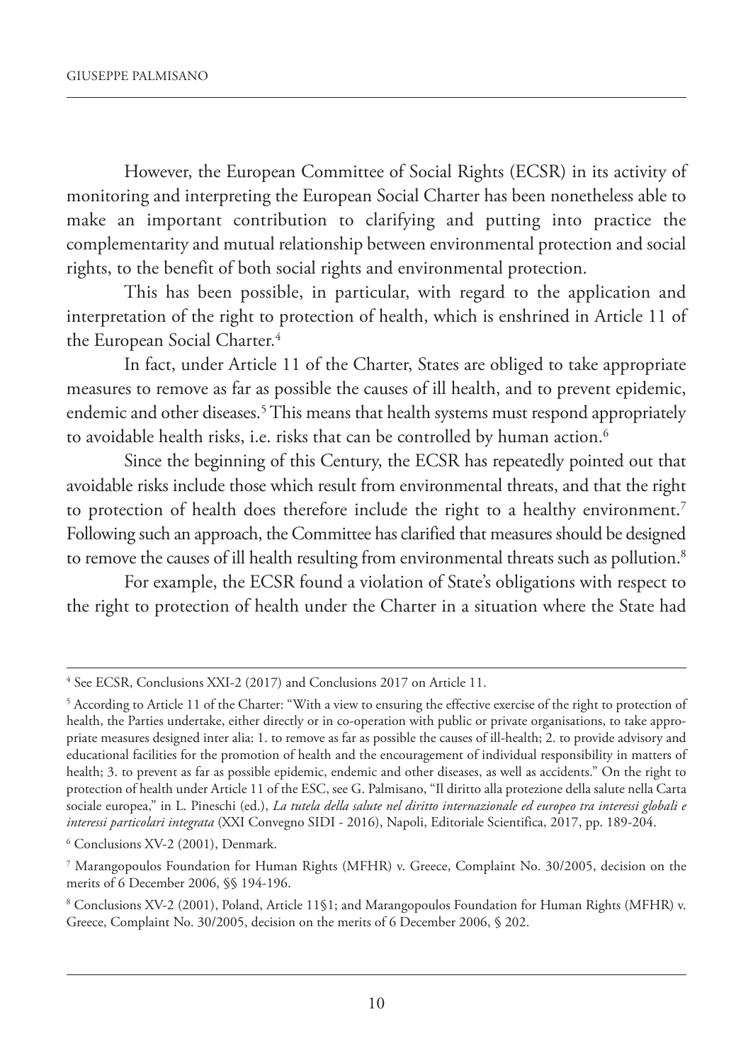However, the European Committee of Social Rights (ECSR) in its activity of monitoring and interpreting the European Social Charter has been nonetheless able to make an important contribution to clarifying and putting into practice the complementarity and mutual relationship between environmental protection and social rights, to the benefit of both social rights and environmental protection.

This has been possible, in particular, with regard to the application and interpretation of the right to protection of health, which is enshrined in Article 11 of the European Social Charter.[4]

In fact, under Article 11 of the Charter, States are obliged to take appropriate measures to remove as far as possible the causes of ill health, and to prevent epidemic, endemic and other diseases.[5] This means that health systems must respond appropriately to avoidable health risks, i.e. risks that can be controlled by human action.[6]

Since the beginning of this Century, the ECSR has repeatedly pointed out that avoidable risks include those which result from environmental threats, and that the right to protection of health does therefore include the right to a healthy environment.[7] Following such an approach, the Committee has clarified that measures should be designed to remove the causes of ill health resulting from environmental threats such as pollution.[8]

For example, the ECSR found a violation of State's obligations with respect to the right to protection of health under the Charter in a situation where the State had

---

[4] See ECSR, Conclusions XXI-2 (2017) and Conclusions 2017 on Article 11.

[5] According to Article 11 of the Charter: "With a view to ensuring the effective exercise of the right to protection of health, the Parties undertake, either directly or in co-operation with public or private organisations, to take appropriate measures designed inter alia: 1. to remove as far as possible the causes of ill-health; 2. to provide advisory and educational facilities for the promotion of health and the encouragement of individual responsibility in matters of health; 3. to prevent as far as possible epidemic, endemic and other diseases, as well as accidents." On the right to protection of health under Article 11 of the ESC, see G. Palmisano, "Il diritto alla protezione della salute nella Carta sociale europea," in L. Pineschi (ed.), *La tutela della salute nel diritto internazionale ed europeo tra interessi globali e interessi particolari integrata* (XXI Convegno SIDI - 2016), Napoli, Editoriale Scientifica, 2017, pp. 189-204.

[6] Conclusions XV-2 (2001), Denmark.

[7] Marangopoulos Foundation for Human Rights (MFHR) v. Greece, Complaint No. 30/2005, decision on the merits of 6 December 2006, §§ 194-196.

[8] Conclusions XV-2 (2001), Poland, Article 11§1; and Marangopoulos Foundation for Human Rights (MFHR) v. Greece, Complaint No. 30/2005, decision on the merits of 6 December 2006, § 202.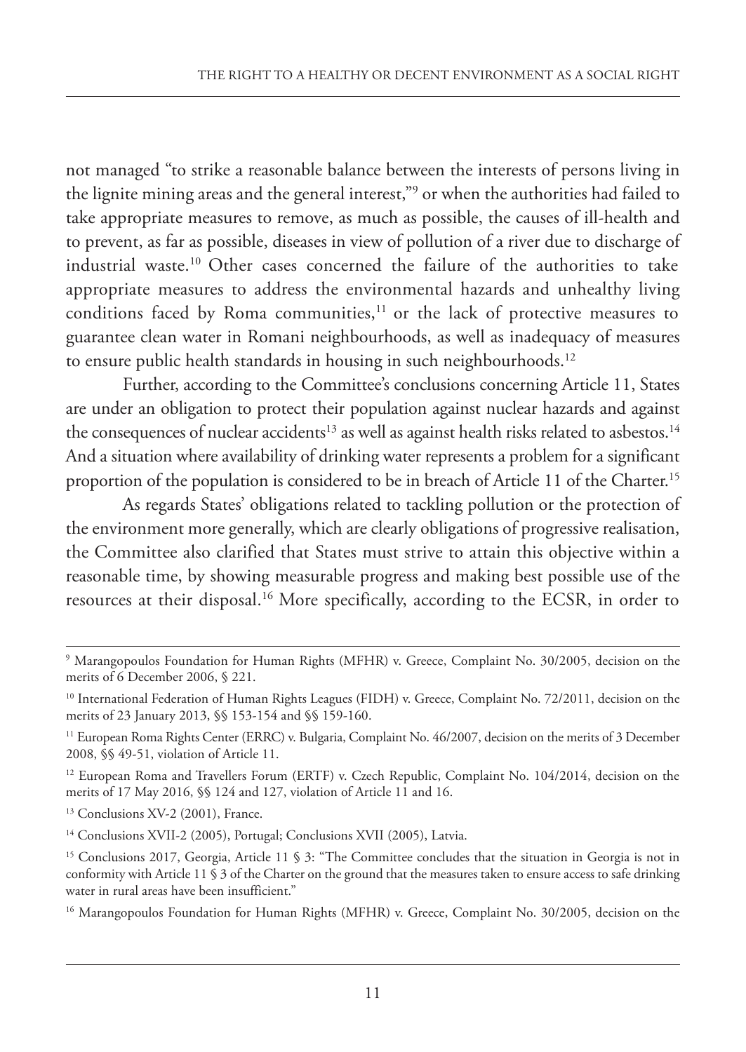not managed "to strike a reasonable balance between the interests of persons living in the lignite mining areas and the general interest,"[9] or when the authorities had failed to take appropriate measures to remove, as much as possible, the causes of ill-health and to prevent, as far as possible, diseases in view of pollution of a river due to discharge of industrial waste.[10] Other cases concerned the failure of the authorities to take appropriate measures to address the environmental hazards and unhealthy living conditions faced by Roma communities,[11] or the lack of protective measures to guarantee clean water in Romani neighbourhoods, as well as inadequacy of measures to ensure public health standards in housing in such neighbourhoods.[12]

Further, according to the Committee's conclusions concerning Article 11, States are under an obligation to protect their population against nuclear hazards and against the consequences of nuclear accidents[13] as well as against health risks related to asbestos.[14] And a situation where availability of drinking water represents a problem for a significant proportion of the population is considered to be in breach of Article 11 of the Charter.[15]

As regards States' obligations related to tackling pollution or the protection of the environment more generally, which are clearly obligations of progressive realisation, the Committee also clarified that States must strive to attain this objective within a reasonable time, by showing measurable progress and making best possible use of the resources at their disposal.[16] More specifically, according to the ECSR, in order to

---

[9] Marangopoulos Foundation for Human Rights (MFHR) v. Greece, Complaint No. 30/2005, decision on the merits of 6 December 2006, § 221.

[10] International Federation of Human Rights Leagues (FIDH) v. Greece, Complaint No. 72/2011, decision on the merits of 23 January 2013, §§ 153-154 and §§ 159-160.

[11] European Roma Rights Center (ERRC) v. Bulgaria, Complaint No. 46/2007, decision on the merits of 3 December 2008, §§ 49-51, violation of Article 11.

[12] European Roma and Travellers Forum (ERTF) v. Czech Republic, Complaint No. 104/2014, decision on the merits of 17 May 2016, §§ 124 and 127, violation of Article 11 and 16.

[13] Conclusions XV-2 (2001), France.

[14] Conclusions XVII-2 (2005), Portugal; Conclusions XVII (2005), Latvia.

[15] Conclusions 2017, Georgia, Article 11 § 3: "The Committee concludes that the situation in Georgia is not in conformity with Article 11 § 3 of the Charter on the ground that the measures taken to ensure access to safe drinking water in rural areas have been insufficient."

[16] Marangopoulos Foundation for Human Rights (MFHR) v. Greece, Complaint No. 30/2005, decision on the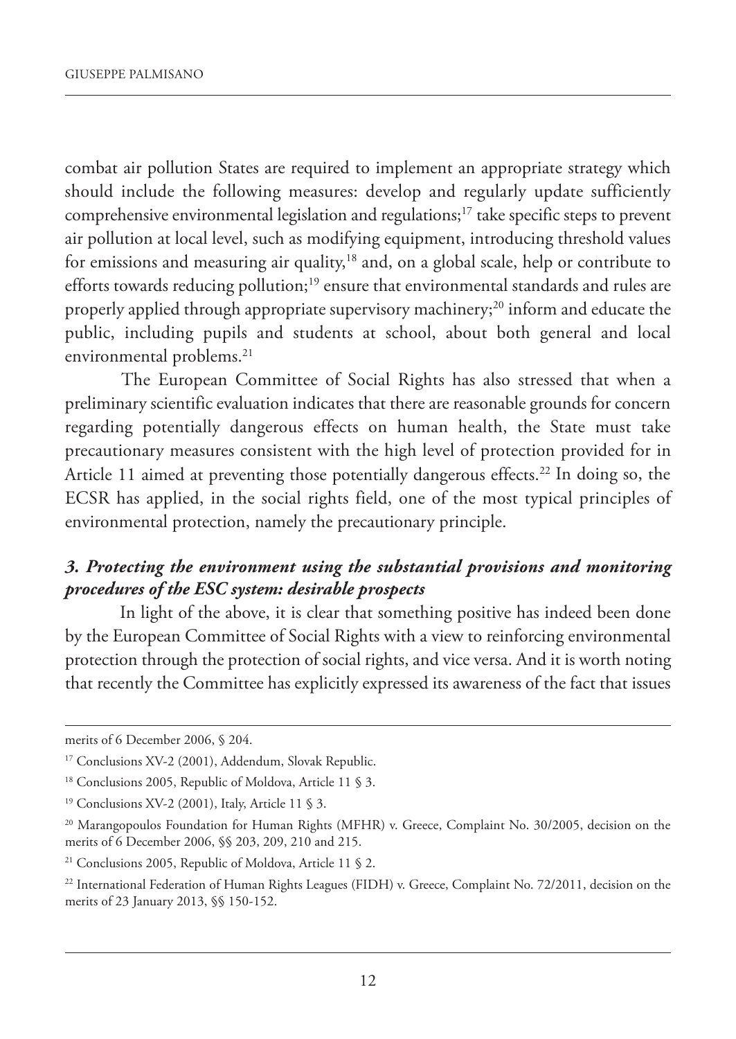combat air pollution States are required to implement an appropriate strategy which should include the following measures: develop and regularly update sufficiently comprehensive environmental legislation and regulations;[17] take specific steps to prevent air pollution at local level, such as modifying equipment, introducing threshold values for emissions and measuring air quality,[18] and, on a global scale, help or contribute to efforts towards reducing pollution;[19] ensure that environmental standards and rules are properly applied through appropriate supervisory machinery;[20] inform and educate the public, including pupils and students at school, about both general and local environmental problems.[21]

The European Committee of Social Rights has also stressed that when a preliminary scientific evaluation indicates that there are reasonable grounds for concern regarding potentially dangerous effects on human health, the State must take precautionary measures consistent with the high level of protection provided for in Article 11 aimed at preventing those potentially dangerous effects.[22] In doing so, the ECSR has applied, in the social rights field, one of the most typical principles of environmental protection, namely the precautionary principle.

### *3. Protecting the environment using the substantial provisions and monitoring procedures of the ESC system: desirable prospects*

In light of the above, it is clear that something positive has indeed been done by the European Committee of Social Rights with a view to reinforcing environmental protection through the protection of social rights, and vice versa. And it is worth noting that recently the Committee has explicitly expressed its awareness of the fact that issues

---

merits of 6 December 2006, § 204.

[17] Conclusions XV-2 (2001), Addendum, Slovak Republic.

[18] Conclusions 2005, Republic of Moldova, Article 11 § 3.

[19] Conclusions XV-2 (2001), Italy, Article 11 § 3.

[20] Marangopoulos Foundation for Human Rights (MFHR) v. Greece, Complaint No. 30/2005, decision on the merits of 6 December 2006, §§ 203, 209, 210 and 215.

[21] Conclusions 2005, Republic of Moldova, Article 11 § 2.

[22] International Federation of Human Rights Leagues (FIDH) v. Greece, Complaint No. 72/2011, decision on the merits of 23 January 2013, §§ 150-152.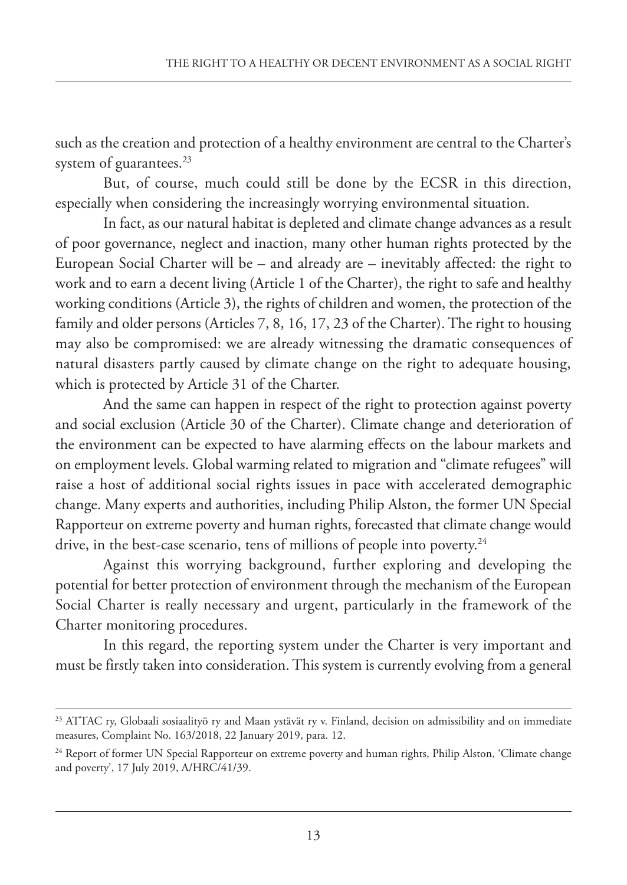such as the creation and protection of a healthy environment are central to the Charter's system of guarantees.[23]

But, of course, much could still be done by the ECSR in this direction, especially when considering the increasingly worrying environmental situation.

In fact, as our natural habitat is depleted and climate change advances as a result of poor governance, neglect and inaction, many other human rights protected by the European Social Charter will be – and already are – inevitably affected: the right to work and to earn a decent living (Article 1 of the Charter), the right to safe and healthy working conditions (Article 3), the rights of children and women, the protection of the family and older persons (Articles 7, 8, 16, 17, 23 of the Charter). The right to housing may also be compromised: we are already witnessing the dramatic consequences of natural disasters partly caused by climate change on the right to adequate housing, which is protected by Article 31 of the Charter.

And the same can happen in respect of the right to protection against poverty and social exclusion (Article 30 of the Charter). Climate change and deterioration of the environment can be expected to have alarming effects on the labour markets and on employment levels. Global warming related to migration and "climate refugees" will raise a host of additional social rights issues in pace with accelerated demographic change. Many experts and authorities, including Philip Alston, the former UN Special Rapporteur on extreme poverty and human rights, forecasted that climate change would drive, in the best-case scenario, tens of millions of people into poverty.[24]

Against this worrying background, further exploring and developing the potential for better protection of environment through the mechanism of the European Social Charter is really necessary and urgent, particularly in the framework of the Charter monitoring procedures.

In this regard, the reporting system under the Charter is very important and must be firstly taken into consideration. This system is currently evolving from a general

---

[23] ATTAC ry, Globaali sosiaalityö ry and Maan ystävät ry v. Finland, decision on admissibility and on immediate measures, Complaint No. 163/2018, 22 January 2019, para. 12.

[24] Report of former UN Special Rapporteur on extreme poverty and human rights, Philip Alston, 'Climate change and poverty', 17 July 2019, A/HRC/41/39.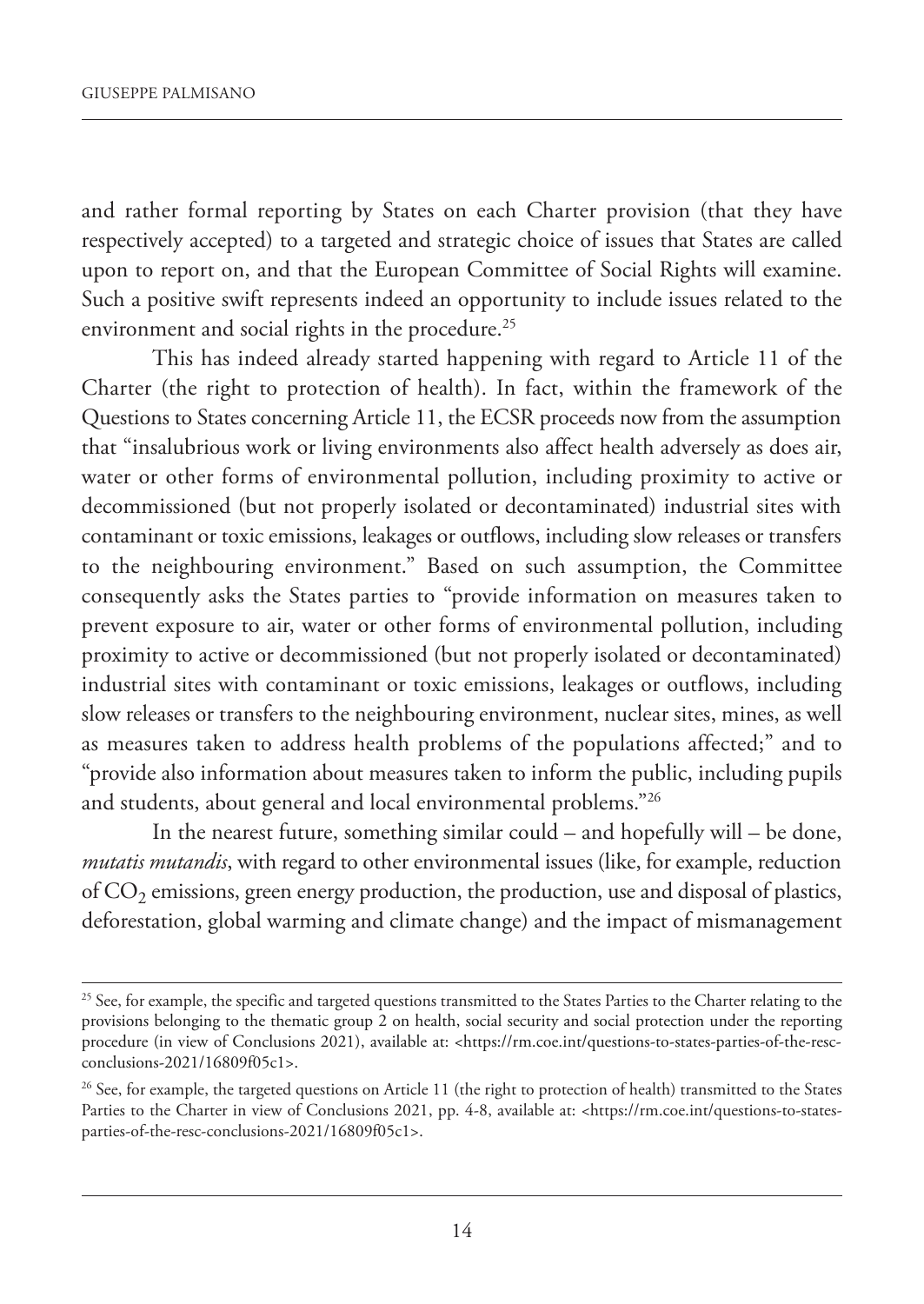and rather formal reporting by States on each Charter provision (that they have respectively accepted) to a targeted and strategic choice of issues that States are called upon to report on, and that the European Committee of Social Rights will examine. Such a positive swift represents indeed an opportunity to include issues related to the environment and social rights in the procedure.[25]

This has indeed already started happening with regard to Article 11 of the Charter (the right to protection of health). In fact, within the framework of the Questions to States concerning Article 11, the ECSR proceeds now from the assumption that "insalubrious work or living environments also affect health adversely as does air, water or other forms of environmental pollution, including proximity to active or decommissioned (but not properly isolated or decontaminated) industrial sites with contaminant or toxic emissions, leakages or outflows, including slow releases or transfers to the neighbouring environment." Based on such assumption, the Committee consequently asks the States parties to "provide information on measures taken to prevent exposure to air, water or other forms of environmental pollution, including proximity to active or decommissioned (but not properly isolated or decontaminated) industrial sites with contaminant or toxic emissions, leakages or outflows, including slow releases or transfers to the neighbouring environment, nuclear sites, mines, as well as measures taken to address health problems of the populations affected;" and to "provide also information about measures taken to inform the public, including pupils and students, about general and local environmental problems."[26]

In the nearest future, something similar could – and hopefully will – be done, *mutatis mutandis*, with regard to other environmental issues (like, for example, reduction of $CO_2$ emissions, green energy production, the production, use and disposal of plastics, deforestation, global warming and climate change) and the impact of mismanagement

---

[25] See, for example, the specific and targeted questions transmitted to the States Parties to the Charter relating to the provisions belonging to the thematic group 2 on health, social security and social protection under the reporting procedure (in view of Conclusions 2021), available at: <https://rm.coe.int/questions-to-states-parties-of-the-resc-conclusions-2021/16809f05c1>.

[26] See, for example, the targeted questions on Article 11 (the right to protection of health) transmitted to the States Parties to the Charter in view of Conclusions 2021, pp. 4-8, available at: <https://rm.coe.int/questions-to-states-parties-of-the-resc-conclusions-2021/16809f05c1>.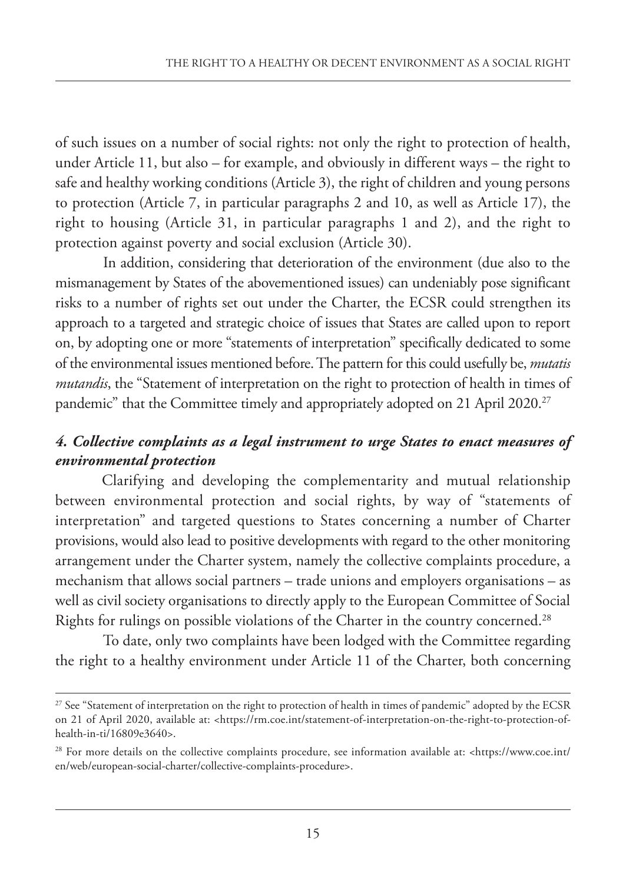of such issues on a number of social rights: not only the right to protection of health, under Article 11, but also – for example, and obviously in different ways – the right to safe and healthy working conditions (Article 3), the right of children and young persons to protection (Article 7, in particular paragraphs 2 and 10, as well as Article 17), the right to housing (Article 31, in particular paragraphs 1 and 2), and the right to protection against poverty and social exclusion (Article 30).

In addition, considering that deterioration of the environment (due also to the mismanagement by States of the abovementioned issues) can undeniably pose significant risks to a number of rights set out under the Charter, the ECSR could strengthen its approach to a targeted and strategic choice of issues that States are called upon to report on, by adopting one or more "statements of interpretation" specifically dedicated to some of the environmental issues mentioned before. The pattern for this could usefully be, *mutatis mutandis*, the "Statement of interpretation on the right to protection of health in times of pandemic" that the Committee timely and appropriately adopted on 21 April 2020.[27]

#### *4. Collective complaints as a legal instrument to urge States to enact measures of environmental protection*

Clarifying and developing the complementarity and mutual relationship between environmental protection and social rights, by way of "statements of interpretation" and targeted questions to States concerning a number of Charter provisions, would also lead to positive developments with regard to the other monitoring arrangement under the Charter system, namely the collective complaints procedure, a mechanism that allows social partners – trade unions and employers organisations – as well as civil society organisations to directly apply to the European Committee of Social Rights for rulings on possible violations of the Charter in the country concerned.[28]

To date, only two complaints have been lodged with the Committee regarding the right to a healthy environment under Article 11 of the Charter, both concerning

[27] See "Statement of interpretation on the right to protection of health in times of pandemic" adopted by the ECSR on 21 of April 2020, available at: <https://rm.coe.int/statement-of-interpretation-on-the-right-to-protection-of-health-in-ti/16809e3640>.

[28] For more details on the collective complaints procedure, see information available at: <https://www.coe.int/en/web/european-social-charter/collective-complaints-procedure>.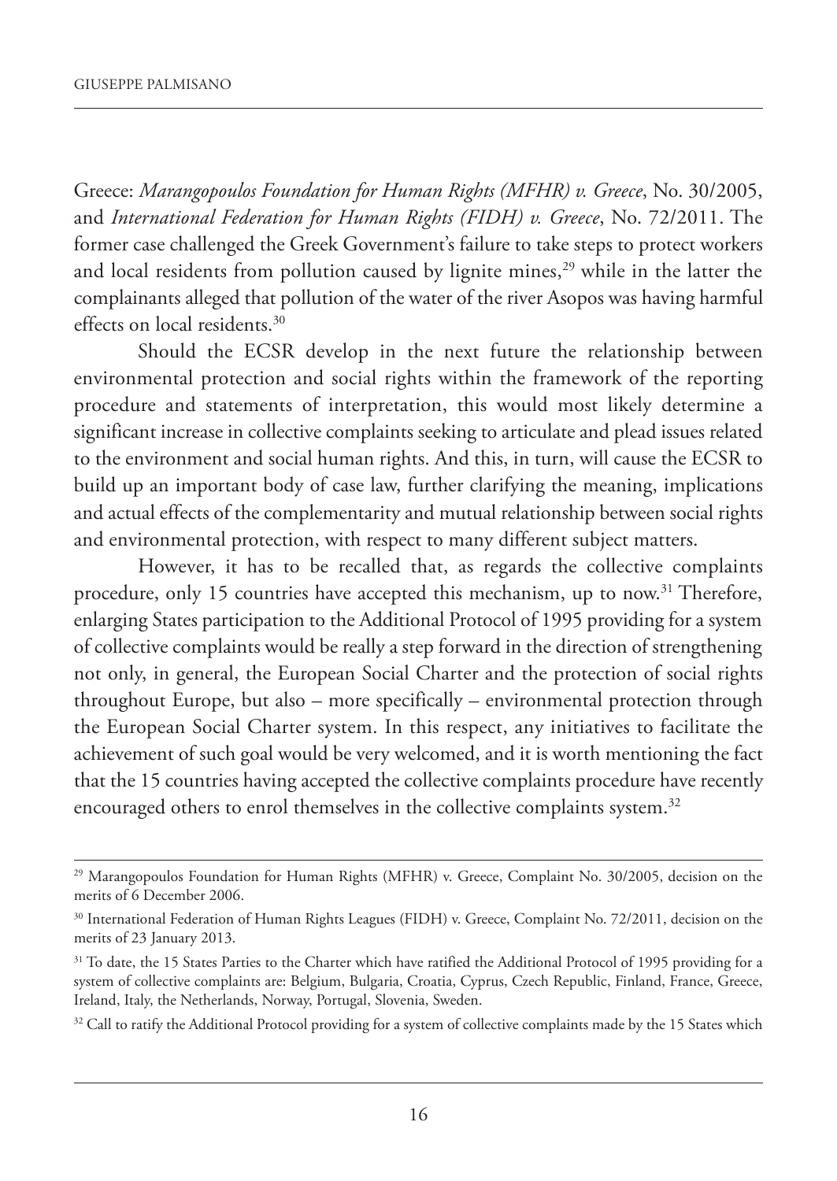Greece: *Marangopoulos Foundation for Human Rights (MFHR) v. Greece*, No. 30/2005, and *International Federation for Human Rights (FIDH) v. Greece*, No. 72/2011. The former case challenged the Greek Government's failure to take steps to protect workers and local residents from pollution caused by lignite mines,[29] while in the latter the complainants alleged that pollution of the water of the river Asopos was having harmful effects on local residents.[30]

Should the ECSR develop in the next future the relationship between environmental protection and social rights within the framework of the reporting procedure and statements of interpretation, this would most likely determine a significant increase in collective complaints seeking to articulate and plead issues related to the environment and social human rights. And this, in turn, will cause the ECSR to build up an important body of case law, further clarifying the meaning, implications and actual effects of the complementarity and mutual relationship between social rights and environmental protection, with respect to many different subject matters.

However, it has to be recalled that, as regards the collective complaints procedure, only 15 countries have accepted this mechanism, up to now.[31] Therefore, enlarging States participation to the Additional Protocol of 1995 providing for a system of collective complaints would be really a step forward in the direction of strengthening not only, in general, the European Social Charter and the protection of social rights throughout Europe, but also – more specifically – environmental protection through the European Social Charter system. In this respect, any initiatives to facilitate the achievement of such goal would be very welcomed, and it is worth mentioning the fact that the 15 countries having accepted the collective complaints procedure have recently encouraged others to enrol themselves in the collective complaints system.[32]

---

[29] Marangopoulos Foundation for Human Rights (MFHR) v. Greece, Complaint No. 30/2005, decision on the merits of 6 December 2006.

[30] International Federation of Human Rights Leagues (FIDH) v. Greece, Complaint No. 72/2011, decision on the merits of 23 January 2013.

[31] To date, the 15 States Parties to the Charter which have ratified the Additional Protocol of 1995 providing for a system of collective complaints are: Belgium, Bulgaria, Croatia, Cyprus, Czech Republic, Finland, France, Greece, Ireland, Italy, the Netherlands, Norway, Portugal, Slovenia, Sweden.

[32] Call to ratify the Additional Protocol providing for a system of collective complaints made by the 15 States which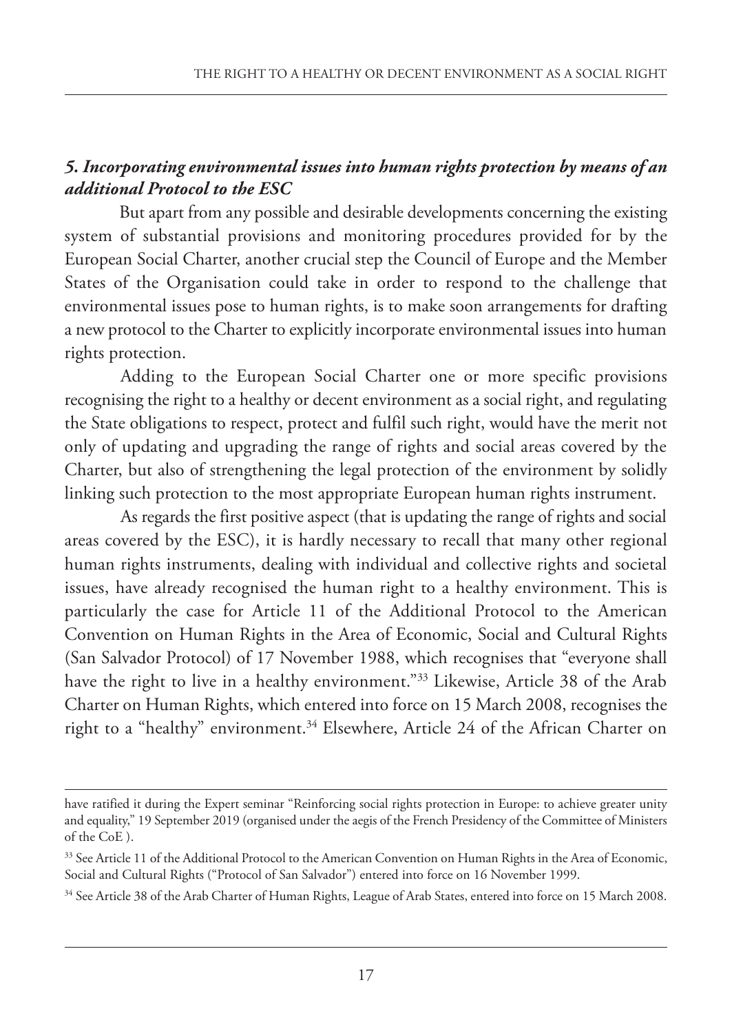### *5. Incorporating environmental issues into human rights protection by means of an additional Protocol to the ESC*

But apart from any possible and desirable developments concerning the existing system of substantial provisions and monitoring procedures provided for by the European Social Charter, another crucial step the Council of Europe and the Member States of the Organisation could take in order to respond to the challenge that environmental issues pose to human rights, is to make soon arrangements for drafting a new protocol to the Charter to explicitly incorporate environmental issues into human rights protection.

Adding to the European Social Charter one or more specific provisions recognising the right to a healthy or decent environment as a social right, and regulating the State obligations to respect, protect and fulfil such right, would have the merit not only of updating and upgrading the range of rights and social areas covered by the Charter, but also of strengthening the legal protection of the environment by solidly linking such protection to the most appropriate European human rights instrument.

As regards the first positive aspect (that is updating the range of rights and social areas covered by the ESC), it is hardly necessary to recall that many other regional human rights instruments, dealing with individual and collective rights and societal issues, have already recognised the human right to a healthy environment. This is particularly the case for Article 11 of the Additional Protocol to the American Convention on Human Rights in the Area of Economic, Social and Cultural Rights (San Salvador Protocol) of 17 November 1988, which recognises that "everyone shall have the right to live in a healthy environment."[33] Likewise, Article 38 of the Arab Charter on Human Rights, which entered into force on 15 March 2008, recognises the right to a "healthy" environment.[34] Elsewhere, Article 24 of the African Charter on

---

have ratified it during the Expert seminar "Reinforcing social rights protection in Europe: to achieve greater unity and equality," 19 September 2019 (organised under the aegis of the French Presidency of the Committee of Ministers of the CoE ).

[33] See Article 11 of the Additional Protocol to the American Convention on Human Rights in the Area of Economic, Social and Cultural Rights ("Protocol of San Salvador") entered into force on 16 November 1999.

[34] See Article 38 of the Arab Charter of Human Rights, League of Arab States, entered into force on 15 March 2008.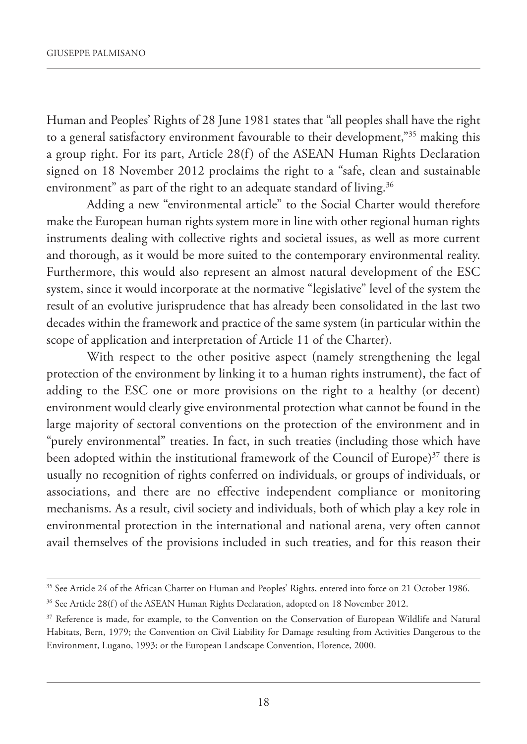Human and Peoples' Rights of 28 June 1981 states that "all peoples shall have the right to a general satisfactory environment favourable to their development,"[35] making this a group right. For its part, Article 28(f) of the ASEAN Human Rights Declaration signed on 18 November 2012 proclaims the right to a "safe, clean and sustainable environment" as part of the right to an adequate standard of living.[36]

Adding a new "environmental article" to the Social Charter would therefore make the European human rights system more in line with other regional human rights instruments dealing with collective rights and societal issues, as well as more current and thorough, as it would be more suited to the contemporary environmental reality. Furthermore, this would also represent an almost natural development of the ESC system, since it would incorporate at the normative "legislative" level of the system the result of an evolutive jurisprudence that has already been consolidated in the last two decades within the framework and practice of the same system (in particular within the scope of application and interpretation of Article 11 of the Charter).

With respect to the other positive aspect (namely strengthening the legal protection of the environment by linking it to a human rights instrument), the fact of adding to the ESC one or more provisions on the right to a healthy (or decent) environment would clearly give environmental protection what cannot be found in the large majority of sectoral conventions on the protection of the environment and in "purely environmental" treaties. In fact, in such treaties (including those which have been adopted within the institutional framework of the Council of Europe)[37] there is usually no recognition of rights conferred on individuals, or groups of individuals, or associations, and there are no effective independent compliance or monitoring mechanisms. As a result, civil society and individuals, both of which play a key role in environmental protection in the international and national arena, very often cannot avail themselves of the provisions included in such treaties, and for this reason their

---

[35] See Article 24 of the African Charter on Human and Peoples' Rights, entered into force on 21 October 1986.

[36] See Article 28(f) of the ASEAN Human Rights Declaration, adopted on 18 November 2012.

[37] Reference is made, for example, to the Convention on the Conservation of European Wildlife and Natural Habitats, Bern, 1979; the Convention on Civil Liability for Damage resulting from Activities Dangerous to the Environment, Lugano, 1993; or the European Landscape Convention, Florence, 2000.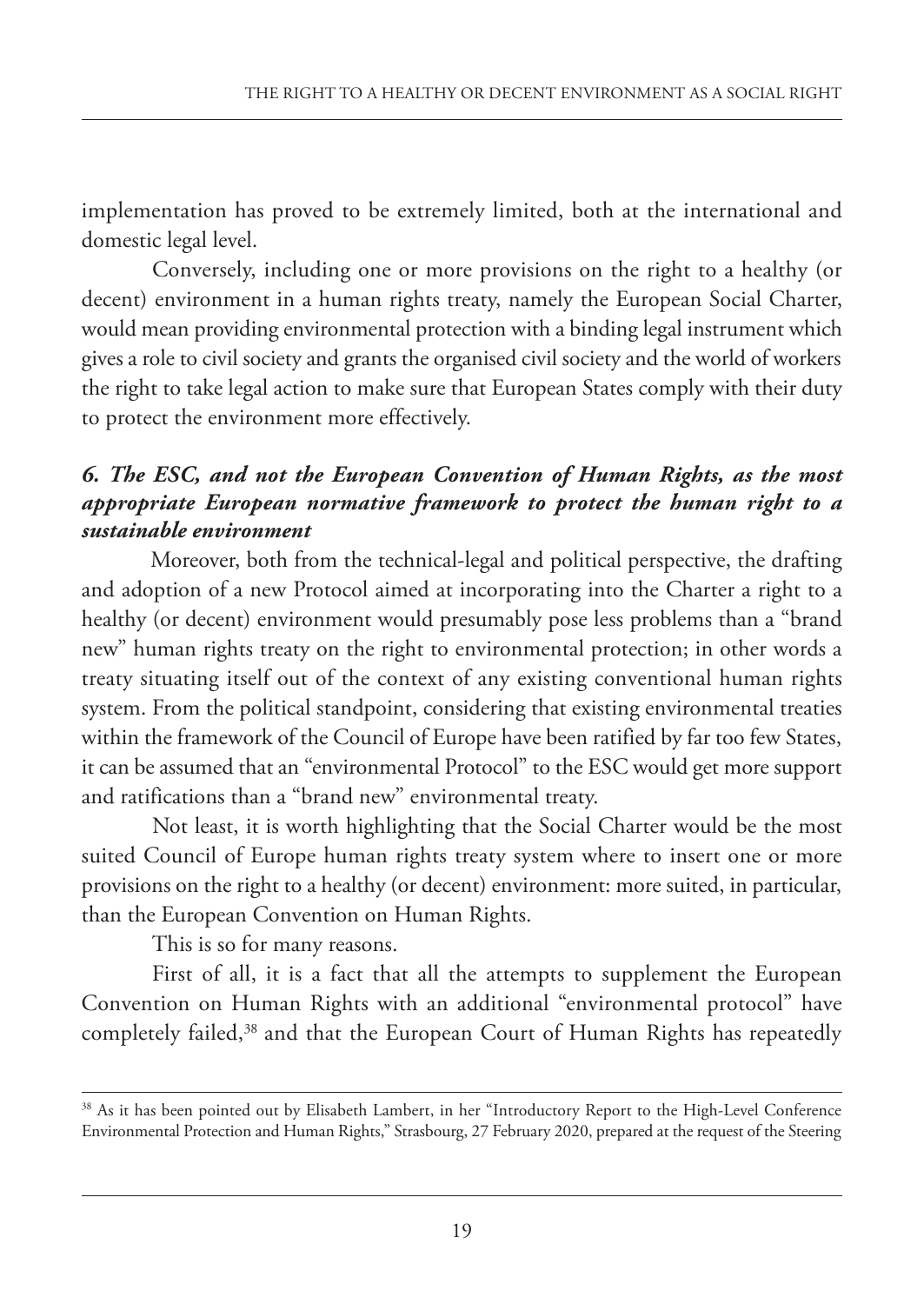implementation has proved to be extremely limited, both at the international and domestic legal level.

Conversely, including one or more provisions on the right to a healthy (or decent) environment in a human rights treaty, namely the European Social Charter, would mean providing environmental protection with a binding legal instrument which gives a role to civil society and grants the organised civil society and the world of workers the right to take legal action to make sure that European States comply with their duty to protect the environment more effectively.

### *6. The ESC, and not the European Convention of Human Rights, as the most appropriate European normative framework to protect the human right to a sustainable environment*

Moreover, both from the technical-legal and political perspective, the drafting and adoption of a new Protocol aimed at incorporating into the Charter a right to a healthy (or decent) environment would presumably pose less problems than a "brand new" human rights treaty on the right to environmental protection; in other words a treaty situating itself out of the context of any existing conventional human rights system. From the political standpoint, considering that existing environmental treaties within the framework of the Council of Europe have been ratified by far too few States, it can be assumed that an "environmental Protocol" to the ESC would get more support and ratifications than a "brand new" environmental treaty.

Not least, it is worth highlighting that the Social Charter would be the most suited Council of Europe human rights treaty system where to insert one or more provisions on the right to a healthy (or decent) environment: more suited, in particular, than the European Convention on Human Rights.

This is so for many reasons.

First of all, it is a fact that all the attempts to supplement the European Convention on Human Rights with an additional "environmental protocol" have completely failed,[38] and that the European Court of Human Rights has repeatedly

---

[38] As it has been pointed out by Elisabeth Lambert, in her "Introductory Report to the High-Level Conference Environmental Protection and Human Rights," Strasbourg, 27 February 2020, prepared at the request of the Steering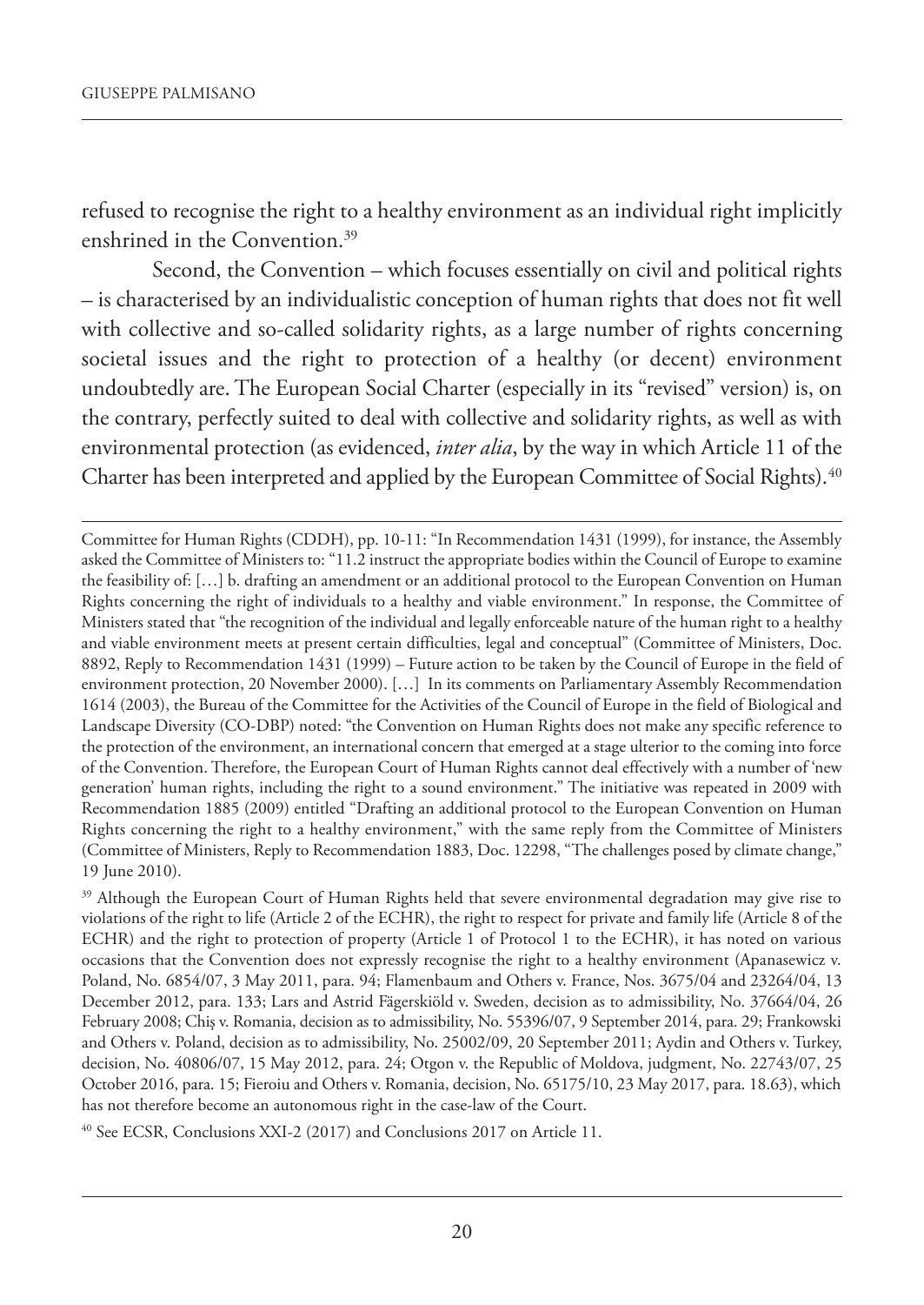refused to recognise the right to a healthy environment as an individual right implicitly enshrined in the Convention.[39]

Second, the Convention – which focuses essentially on civil and political rights – is characterised by an individualistic conception of human rights that does not fit well with collective and so-called solidarity rights, as a large number of rights concerning societal issues and the right to protection of a healthy (or decent) environment undoubtedly are. The European Social Charter (especially in its "revised" version) is, on the contrary, perfectly suited to deal with collective and solidarity rights, as well as with environmental protection (as evidenced, *inter alia*, by the way in which Article 11 of the Charter has been interpreted and applied by the European Committee of Social Rights).[40]

---

Committee for Human Rights (CDDH), pp. 10-11: "In Recommendation 1431 (1999), for instance, the Assembly asked the Committee of Ministers to: "11.2 instruct the appropriate bodies within the Council of Europe to examine the feasibility of: […] b. drafting an amendment or an additional protocol to the European Convention on Human Rights concerning the right of individuals to a healthy and viable environment." In response, the Committee of Ministers stated that "the recognition of the individual and legally enforceable nature of the human right to a healthy and viable environment meets at present certain difficulties, legal and conceptual" (Committee of Ministers, Doc. 8892, Reply to Recommendation 1431 (1999) – Future action to be taken by the Council of Europe in the field of environment protection, 20 November 2000). […] In its comments on Parliamentary Assembly Recommendation 1614 (2003), the Bureau of the Committee for the Activities of the Council of Europe in the field of Biological and Landscape Diversity (CO-DBP) noted: "the Convention on Human Rights does not make any specific reference to the protection of the environment, an international concern that emerged at a stage ulterior to the coming into force of the Convention. Therefore, the European Court of Human Rights cannot deal effectively with a number of 'new generation' human rights, including the right to a sound environment." The initiative was repeated in 2009 with Recommendation 1885 (2009) entitled "Drafting an additional protocol to the European Convention on Human Rights concerning the right to a healthy environment," with the same reply from the Committee of Ministers (Committee of Ministers, Reply to Recommendation 1883, Doc. 12298, "The challenges posed by climate change," 19 June 2010).

[39] Although the European Court of Human Rights held that severe environmental degradation may give rise to violations of the right to life (Article 2 of the ECHR), the right to respect for private and family life (Article 8 of the ECHR) and the right to protection of property (Article 1 of Protocol 1 to the ECHR), it has noted on various occasions that the Convention does not expressly recognise the right to a healthy environment (Apanasewicz v. Poland, No. 6854/07, 3 May 2011, para. 94; Flamenbaum and Others v. France, Nos. 3675/04 and 23264/04, 13 December 2012, para. 133; Lars and Astrid Fägerskiöld v. Sweden, decision as to admissibility, No. 37664/04, 26 February 2008; Chiş v. Romania, decision as to admissibility, No. 55396/07, 9 September 2014, para. 29; Frankowski and Others v. Poland, decision as to admissibility, No. 25002/09, 20 September 2011; Aydin and Others v. Turkey, decision, No. 40806/07, 15 May 2012, para. 24; Otgon v. the Republic of Moldova, judgment, No. 22743/07, 25 October 2016, para. 15; Fieroiu and Others v. Romania, decision, No. 65175/10, 23 May 2017, para. 18.63), which has not therefore become an autonomous right in the case-law of the Court.

[40] See ECSR, Conclusions XXI-2 (2017) and Conclusions 2017 on Article 11.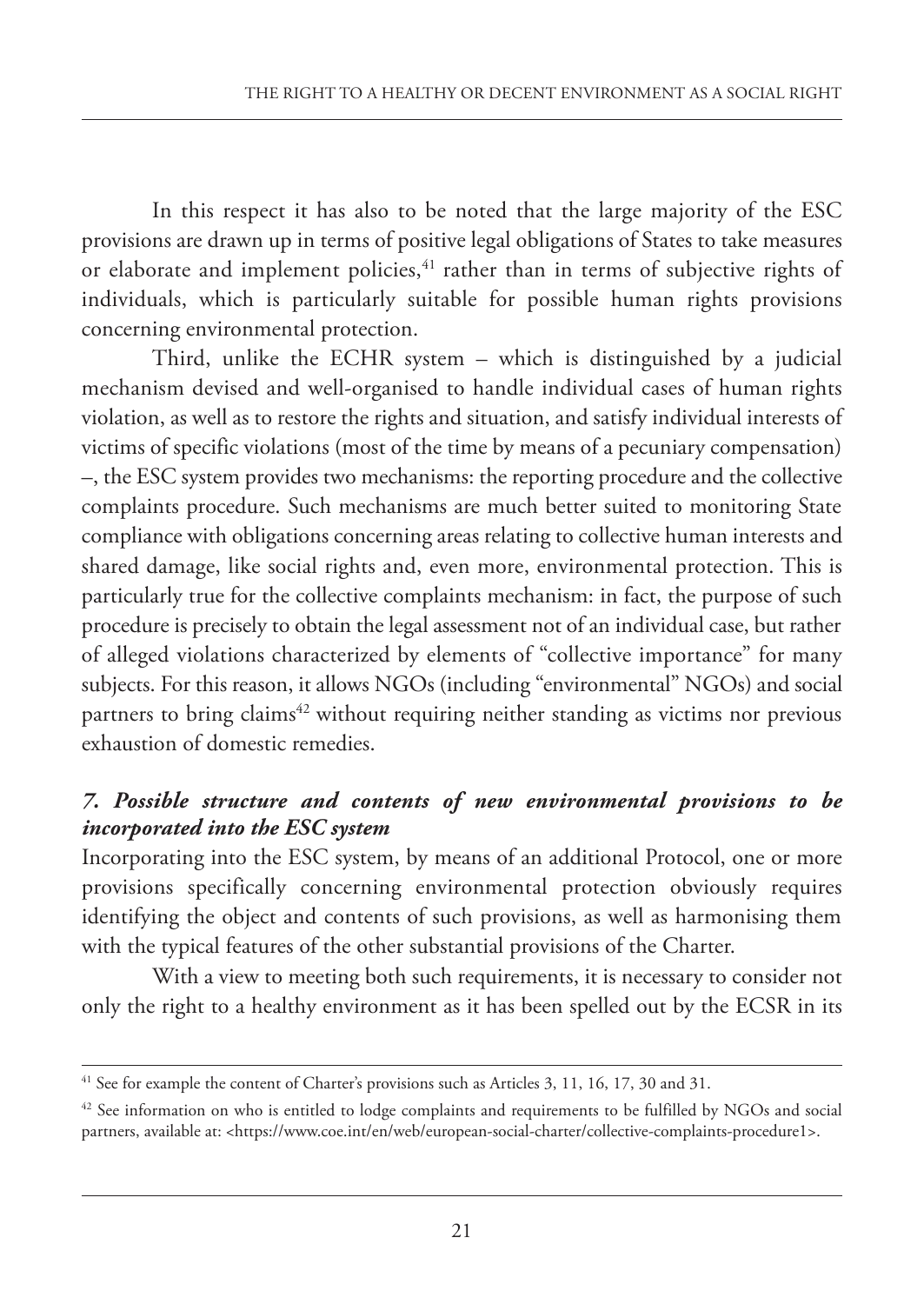In this respect it has also to be noted that the large majority of the ESC provisions are drawn up in terms of positive legal obligations of States to take measures or elaborate and implement policies,[41] rather than in terms of subjective rights of individuals, which is particularly suitable for possible human rights provisions concerning environmental protection.

Third, unlike the ECHR system – which is distinguished by a judicial mechanism devised and well-organised to handle individual cases of human rights violation, as well as to restore the rights and situation, and satisfy individual interests of victims of specific violations (most of the time by means of a pecuniary compensation) –, the ESC system provides two mechanisms: the reporting procedure and the collective complaints procedure. Such mechanisms are much better suited to monitoring State compliance with obligations concerning areas relating to collective human interests and shared damage, like social rights and, even more, environmental protection. This is particularly true for the collective complaints mechanism: in fact, the purpose of such procedure is precisely to obtain the legal assessment not of an individual case, but rather of alleged violations characterized by elements of "collective importance" for many subjects. For this reason, it allows NGOs (including "environmental" NGOs) and social partners to bring claims[42] without requiring neither standing as victims nor previous exhaustion of domestic remedies.

## *7. Possible structure and contents of new environmental provisions to be incorporated into the ESC system*

Incorporating into the ESC system, by means of an additional Protocol, one or more provisions specifically concerning environmental protection obviously requires identifying the object and contents of such provisions, as well as harmonising them with the typical features of the other substantial provisions of the Charter.

With a view to meeting both such requirements, it is necessary to consider not only the right to a healthy environment as it has been spelled out by the ECSR in its

---

[41] See for example the content of Charter's provisions such as Articles 3, 11, 16, 17, 30 and 31.

[42] See information on who is entitled to lodge complaints and requirements to be fulfilled by NGOs and social partners, available at: <https://www.coe.int/en/web/european-social-charter/collective-complaints-procedure1>.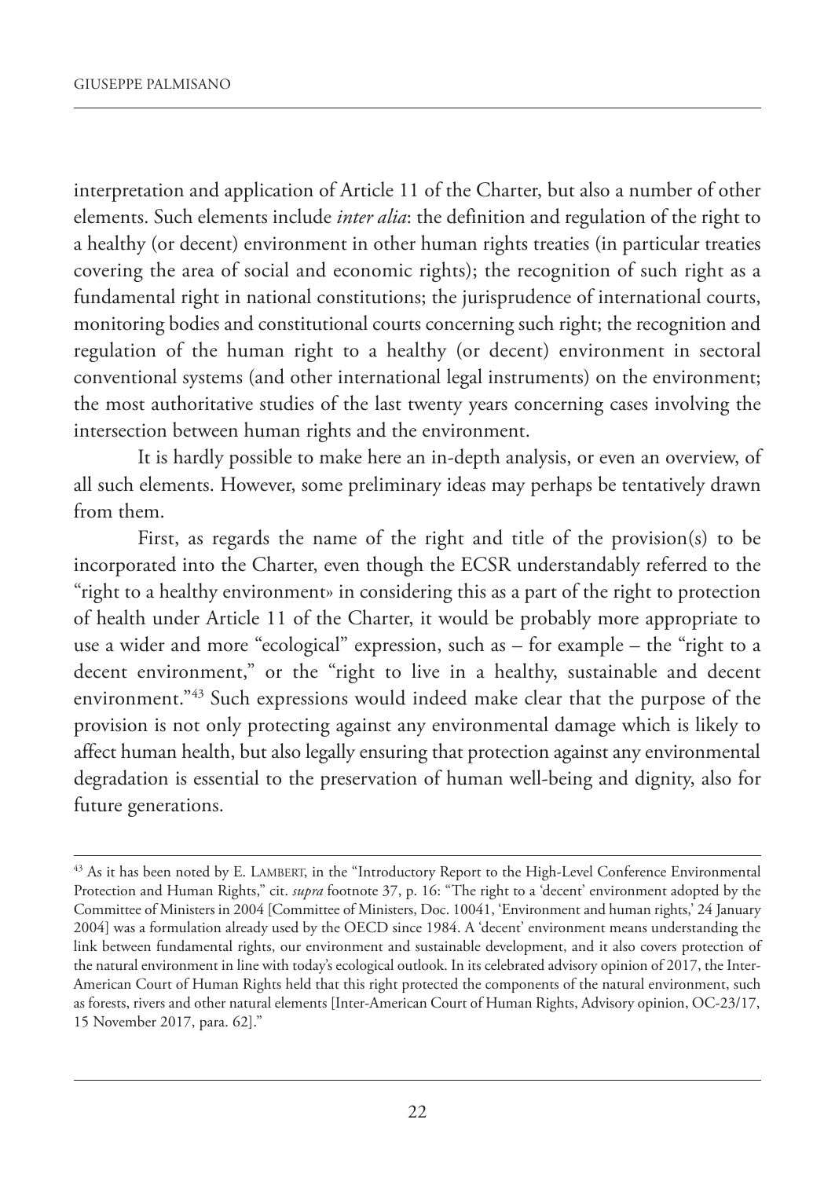interpretation and application of Article 11 of the Charter, but also a number of other elements. Such elements include *inter alia*: the definition and regulation of the right to a healthy (or decent) environment in other human rights treaties (in particular treaties covering the area of social and economic rights); the recognition of such right as a fundamental right in national constitutions; the jurisprudence of international courts, monitoring bodies and constitutional courts concerning such right; the recognition and regulation of the human right to a healthy (or decent) environment in sectoral conventional systems (and other international legal instruments) on the environment; the most authoritative studies of the last twenty years concerning cases involving the intersection between human rights and the environment.

It is hardly possible to make here an in-depth analysis, or even an overview, of all such elements. However, some preliminary ideas may perhaps be tentatively drawn from them.

First, as regards the name of the right and title of the provision(s) to be incorporated into the Charter, even though the ECSR understandably referred to the "right to a healthy environment» in considering this as a part of the right to protection of health under Article 11 of the Charter, it would be probably more appropriate to use a wider and more "ecological" expression, such as – for example – the "right to a decent environment," or the "right to live in a healthy, sustainable and decent environment."[43] Such expressions would indeed make clear that the purpose of the provision is not only protecting against any environmental damage which is likely to affect human health, but also legally ensuring that protection against any environmental degradation is essential to the preservation of human well-being and dignity, also for future generations.

---

[43] As it has been noted by E. LAMBERT, in the "Introductory Report to the High-Level Conference Environmental Protection and Human Rights," cit. *supra* footnote 37, p. 16: "The right to a 'decent' environment adopted by the Committee of Ministers in 2004 [Committee of Ministers, Doc. 10041, 'Environment and human rights,' 24 January 2004] was a formulation already used by the OECD since 1984. A 'decent' environment means understanding the link between fundamental rights, our environment and sustainable development, and it also covers protection of the natural environment in line with today's ecological outlook. In its celebrated advisory opinion of 2017, the Inter-American Court of Human Rights held that this right protected the components of the natural environment, such as forests, rivers and other natural elements [Inter-American Court of Human Rights, Advisory opinion, OC-23/17, 15 November 2017, para. 62]."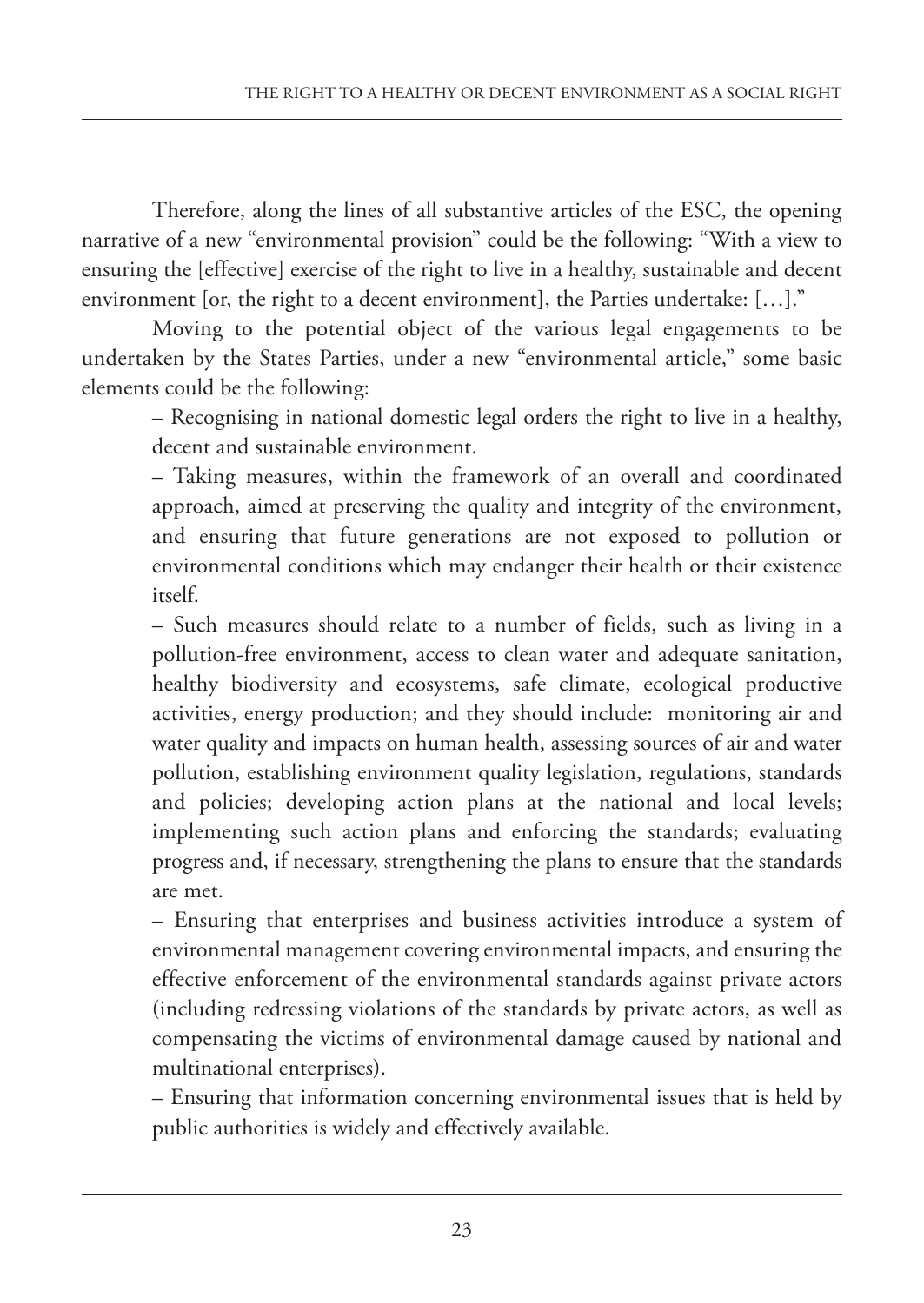Therefore, along the lines of all substantive articles of the ESC, the opening narrative of a new "environmental provision" could be the following: "With a view to ensuring the [effective] exercise of the right to live in a healthy, sustainable and decent environment [or, the right to a decent environment], the Parties undertake: […]."

Moving to the potential object of the various legal engagements to be undertaken by the States Parties, under a new "environmental article," some basic elements could be the following:

– Recognising in national domestic legal orders the right to live in a healthy, decent and sustainable environment.

– Taking measures, within the framework of an overall and coordinated approach, aimed at preserving the quality and integrity of the environment, and ensuring that future generations are not exposed to pollution or environmental conditions which may endanger their health or their existence itself.

– Such measures should relate to a number of fields, such as living in a pollution-free environment, access to clean water and adequate sanitation, healthy biodiversity and ecosystems, safe climate, ecological productive activities, energy production; and they should include: monitoring air and water quality and impacts on human health, assessing sources of air and water pollution, establishing environment quality legislation, regulations, standards and policies; developing action plans at the national and local levels; implementing such action plans and enforcing the standards; evaluating progress and, if necessary, strengthening the plans to ensure that the standards are met.

– Ensuring that enterprises and business activities introduce a system of environmental management covering environmental impacts, and ensuring the effective enforcement of the environmental standards against private actors (including redressing violations of the standards by private actors, as well as compensating the victims of environmental damage caused by national and multinational enterprises).

– Ensuring that information concerning environmental issues that is held by public authorities is widely and effectively available.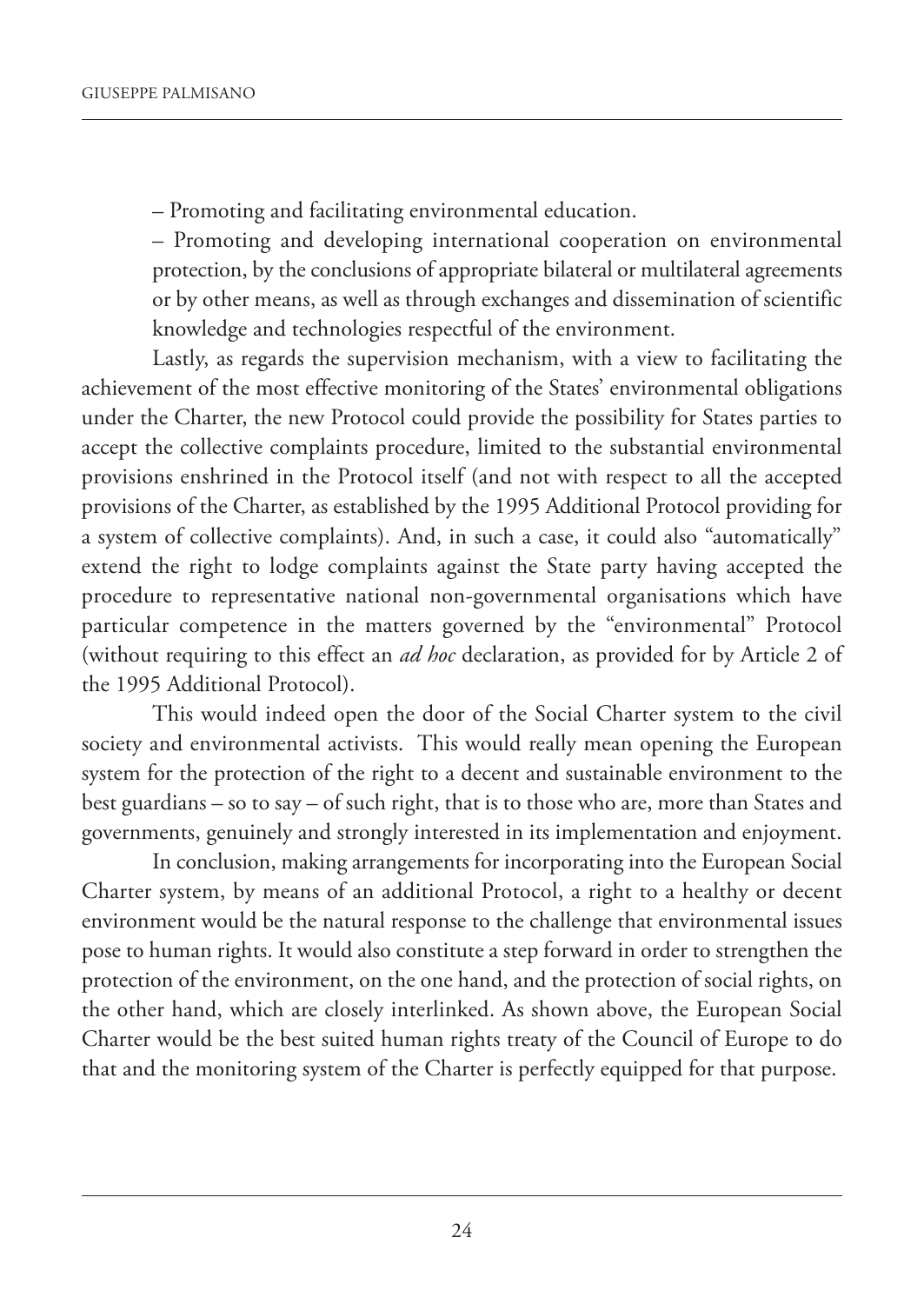– Promoting and facilitating environmental education.

– Promoting and developing international cooperation on environmental protection, by the conclusions of appropriate bilateral or multilateral agreements or by other means, as well as through exchanges and dissemination of scientific knowledge and technologies respectful of the environment.

Lastly, as regards the supervision mechanism, with a view to facilitating the achievement of the most effective monitoring of the States' environmental obligations under the Charter, the new Protocol could provide the possibility for States parties to accept the collective complaints procedure, limited to the substantial environmental provisions enshrined in the Protocol itself (and not with respect to all the accepted provisions of the Charter, as established by the 1995 Additional Protocol providing for a system of collective complaints). And, in such a case, it could also "automatically" extend the right to lodge complaints against the State party having accepted the procedure to representative national non-governmental organisations which have particular competence in the matters governed by the "environmental" Protocol (without requiring to this effect an *ad hoc* declaration, as provided for by Article 2 of the 1995 Additional Protocol).

This would indeed open the door of the Social Charter system to the civil society and environmental activists. This would really mean opening the European system for the protection of the right to a decent and sustainable environment to the best guardians – so to say – of such right, that is to those who are, more than States and governments, genuinely and strongly interested in its implementation and enjoyment.

In conclusion, making arrangements for incorporating into the European Social Charter system, by means of an additional Protocol, a right to a healthy or decent environment would be the natural response to the challenge that environmental issues pose to human rights. It would also constitute a step forward in order to strengthen the protection of the environment, on the one hand, and the protection of social rights, on the other hand, which are closely interlinked. As shown above, the European Social Charter would be the best suited human rights treaty of the Council of Europe to do that and the monitoring system of the Charter is perfectly equipped for that purpose.